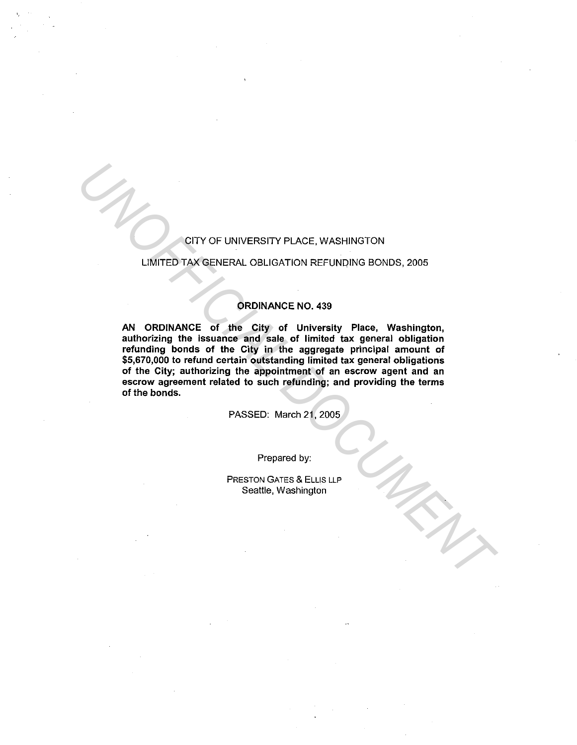CITY OF UNIVERSITY PLACE, WASHINGTON

LIMITED TAX GENERAL OBLIGATION REFUNDING BONDS, 2005

**ORDINANCE NO. 439**

**AN ORDINANCE of the City of University Place, Washington, authorizing the issuance and sale of limited tax general obligation refunding bonds of the City in the aggregate principal amount of $5,670,000 to refund certain outstanding limited tax general obligations of the City; authorizing the appointment of an escrow agent and an escrow agreement related to such refunding; and providing the terms of the bonds.**

PASSED: March 21, 2005

Prepared by:

PRESTON GATES & ELLIS LLP
Seattle, Washington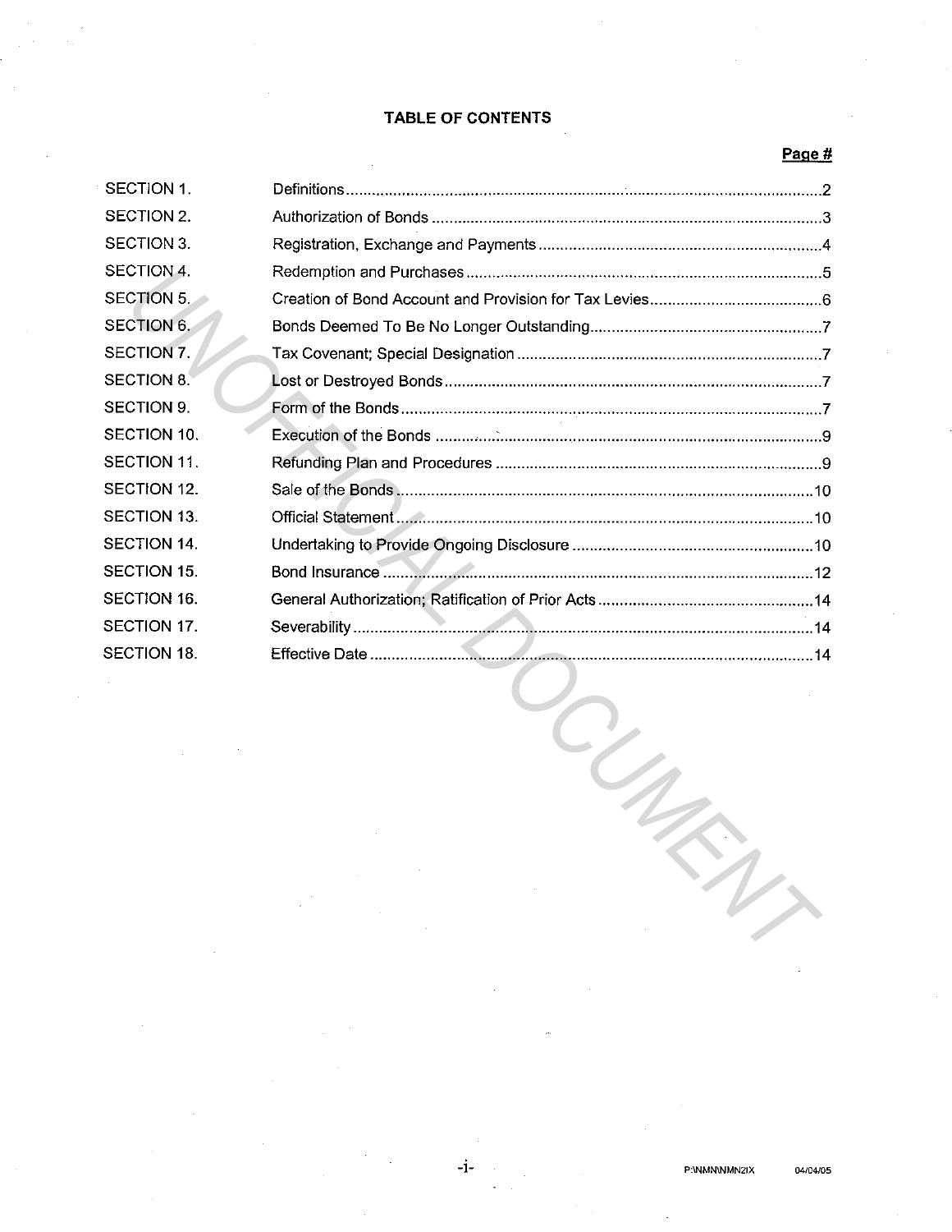# TABLE OF CONTENTS

| | | Page # |
|---|---|---|
| SECTION 1. | Definitions | 2 |
| SECTION 2. | Authorization of Bonds | 3 |
| SECTION 3. | Registration, Exchange and Payments | 4 |
| SECTION 4. | Redemption and Purchases | 5 |
| SECTION 5. | Creation of Bond Account and Provision for Tax Levies | 6 |
| SECTION 6. | Bonds Deemed To Be No Longer Outstanding | 7 |
| SECTION 7. | Tax Covenant; Special Designation | 7 |
| SECTION 8. | Lost or Destroyed Bonds | 7 |
| SECTION 9. | Form of the Bonds | 7 |
| SECTION 10. | Execution of the Bonds | 9 |
| SECTION 11. | Refunding Plan and Procedures | 9 |
| SECTION 12. | Sale of the Bonds | 10 |
| SECTION 13. | Official Statement | 10 |
| SECTION 14. | Undertaking to Provide Ongoing Disclosure | 10 |
| SECTION 15. | Bond Insurance | 12 |
| SECTION 16. | General Authorization; Ratification of Prior Acts | 14 |
| SECTION 17. | Severability | 14 |
| SECTION 18. | Effective Date | 14 |

UNOFFICIAL DOCUMENT

P:\NMN\NMN2IX 04/04/05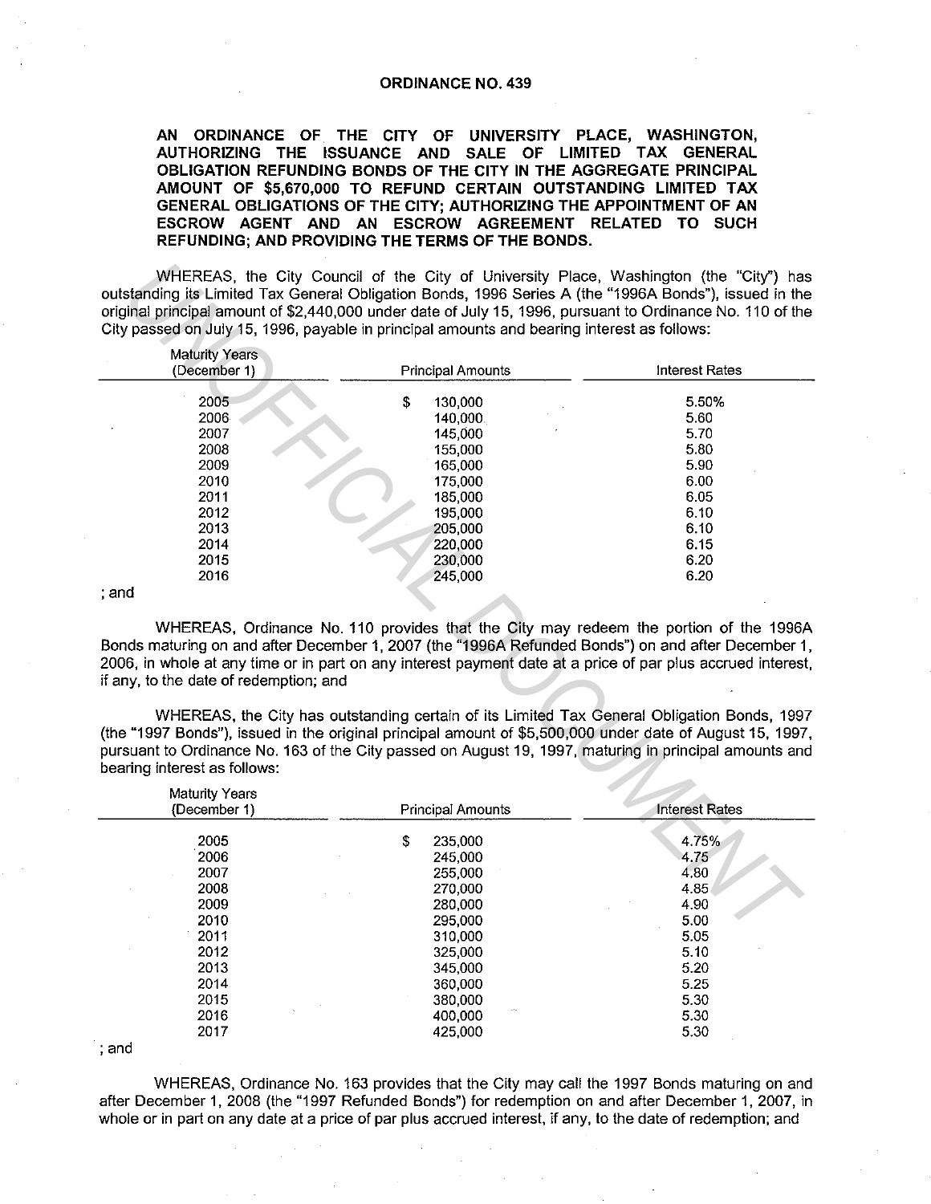**ORDINANCE NO. 439**

**AN ORDINANCE OF THE CITY OF UNIVERSITY PLACE, WASHINGTON, AUTHORIZING THE ISSUANCE AND SALE OF LIMITED TAX GENERAL OBLIGATION REFUNDING BONDS OF THE CITY IN THE AGGREGATE PRINCIPAL AMOUNT OF $5,670,000 TO REFUND CERTAIN OUTSTANDING LIMITED TAX GENERAL OBLIGATIONS OF THE CITY; AUTHORIZING THE APPOINTMENT OF AN ESCROW AGENT AND AN ESCROW AGREEMENT RELATED TO SUCH REFUNDING; AND PROVIDING THE TERMS OF THE BONDS.**

WHEREAS, the City Council of the City of University Place, Washington (the "City") has outstanding its Limited Tax General Obligation Bonds, 1996 Series A (the "1996A Bonds"), issued in the original principal amount of $2,440,000 under date of July 15, 1996, pursuant to Ordinance No. 110 of the City passed on July 15, 1996, payable in principal amounts and bearing interest as follows:

| Maturity Years (December 1) | Principal Amounts | Interest Rates |
|---|---|---|
| 2005 | $ 130,000 | 5.50% |
| 2006 | 140,000 | 5.60 |
| 2007 | 145,000 | 5.70 |
| 2008 | 155,000 | 5.80 |
| 2009 | 165,000 | 5.90 |
| 2010 | 175,000 | 6.00 |
| 2011 | 185,000 | 6.05 |
| 2012 | 195,000 | 6.10 |
| 2013 | 205,000 | 6.10 |
| 2014 | 220,000 | 6.15 |
| 2015 | 230,000 | 6.20 |
| 2016 | 245,000 | 6.20 |

; and

WHEREAS, Ordinance No. 110 provides that the City may redeem the portion of the 1996A Bonds maturing on and after December 1, 2007 (the "1996A Refunded Bonds") on and after December 1, 2006, in whole at any time or in part on any interest payment date at a price of par plus accrued interest, if any, to the date of redemption; and

WHEREAS, the City has outstanding certain of its Limited Tax General Obligation Bonds, 1997 (the "1997 Bonds"), issued in the original principal amount of $5,500,000 under date of August 15, 1997, pursuant to Ordinance No. 163 of the City passed on August 19, 1997, maturing in principal amounts and bearing interest as follows:

| Maturity Years (December 1) | Principal Amounts | Interest Rates |
|---|---|---|
| 2005 | $ 235,000 | 4.75% |
| 2006 | 245,000 | 4.75 |
| 2007 | 255,000 | 4.80 |
| 2008 | 270,000 | 4.85 |
| 2009 | 280,000 | 4.90 |
| 2010 | 295,000 | 5.00 |
| 2011 | 310,000 | 5.05 |
| 2012 | 325,000 | 5.10 |
| 2013 | 345,000 | 5.20 |
| 2014 | 360,000 | 5.25 |
| 2015 | 380,000 | 5.30 |
| 2016 | 400,000 | 5.30 |
| 2017 | 425,000 | 5.30 |

; and

WHEREAS, Ordinance No. 163 provides that the City may call the 1997 Bonds maturing on and after December 1, 2008 (the "1997 Refunded Bonds") for redemption on and after December 1, 2007, in whole or in part on any date at a price of par plus accrued interest, if any, to the date of redemption; and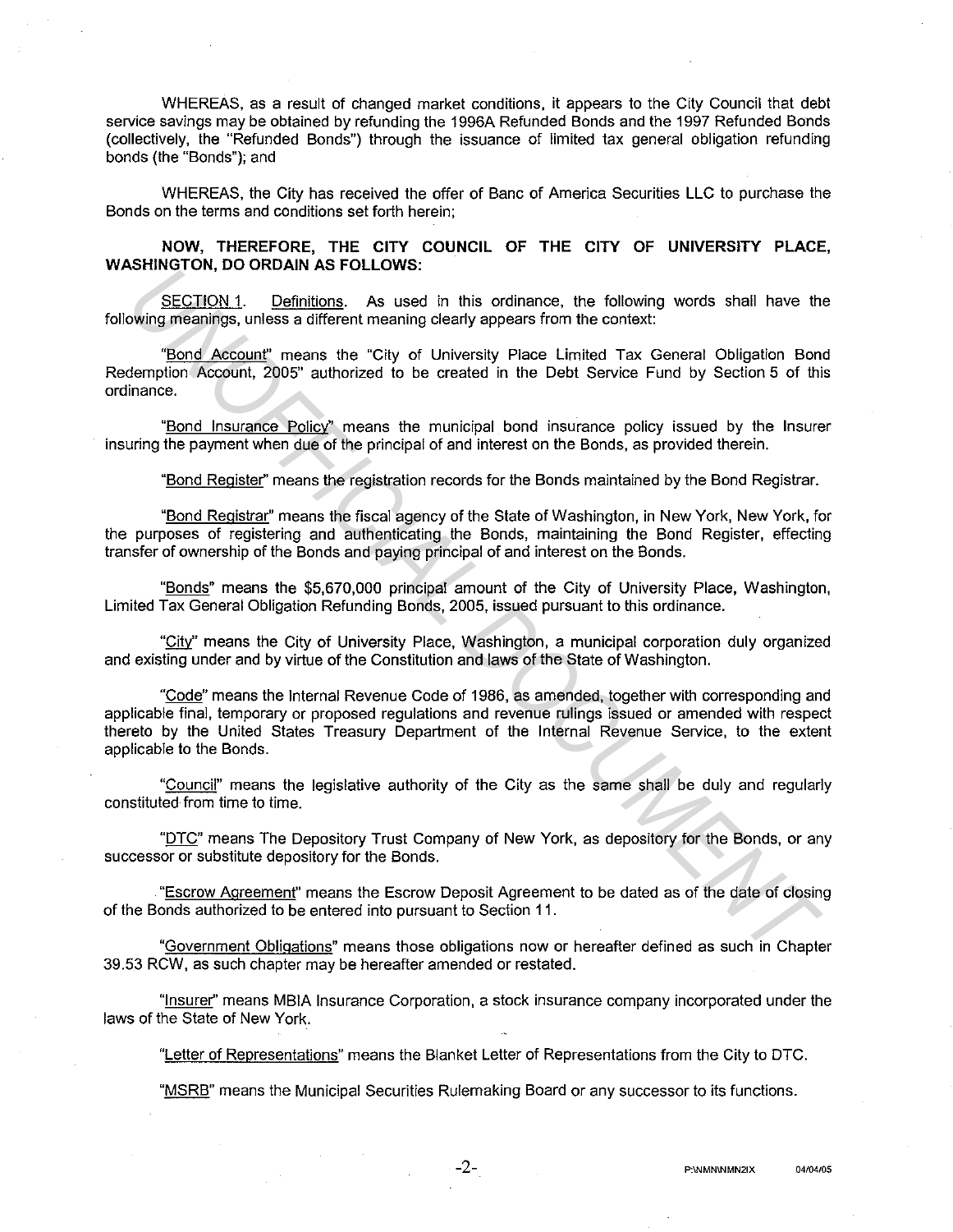WHEREAS, as a result of changed market conditions, it appears to the City Council that debt service savings may be obtained by refunding the 1996A Refunded Bonds and the 1997 Refunded Bonds (collectively, the "Refunded Bonds") through the issuance of limited tax general obligation refunding bonds (the "Bonds"); and

WHEREAS, the City has received the offer of Banc of America Securities LLC to purchase the Bonds on the terms and conditions set forth herein;

**NOW, THEREFORE, THE CITY COUNCIL OF THE CITY OF UNIVERSITY PLACE, WASHINGTON, DO ORDAIN AS FOLLOWS:**

SECTION 1. Definitions. As used in this ordinance, the following words shall have the following meanings, unless a different meaning clearly appears from the context:

"Bond Account" means the "City of University Place Limited Tax General Obligation Bond Redemption Account, 2005" authorized to be created in the Debt Service Fund by Section 5 of this ordinance.

"Bond Insurance Policy" means the municipal bond insurance policy issued by the Insurer insuring the payment when due of the principal of and interest on the Bonds, as provided therein.

"Bond Register" means the registration records for the Bonds maintained by the Bond Registrar.

"Bond Registrar" means the fiscal agency of the State of Washington, in New York, New York, for the purposes of registering and authenticating the Bonds, maintaining the Bond Register, effecting transfer of ownership of the Bonds and paying principal of and interest on the Bonds.

"Bonds" means the $5,670,000 principal amount of the City of University Place, Washington, Limited Tax General Obligation Refunding Bonds, 2005, issued pursuant to this ordinance.

"City" means the City of University Place, Washington, a municipal corporation duly organized and existing under and by virtue of the Constitution and laws of the State of Washington.

"Code" means the Internal Revenue Code of 1986, as amended, together with corresponding and applicable final, temporary or proposed regulations and revenue rulings issued or amended with respect thereto by the United States Treasury Department of the Internal Revenue Service, to the extent applicable to the Bonds.

"Council" means the legislative authority of the City as the same shall be duly and regularly constituted from time to time.

"DTC" means The Depository Trust Company of New York, as depository for the Bonds, or any successor or substitute depository for the Bonds.

"Escrow Agreement" means the Escrow Deposit Agreement to be dated as of the date of closing of the Bonds authorized to be entered into pursuant to Section 11.

"Government Obligations" means those obligations now or hereafter defined as such in Chapter 39.53 RCW, as such chapter may be hereafter amended or restated.

"Insurer" means MBIA Insurance Corporation, a stock insurance company incorporated under the laws of the State of New York.

"Letter of Representations" means the Blanket Letter of Representations from the City to DTC.

"MSRB" means the Municipal Securities Rulemaking Board or any successor to its functions.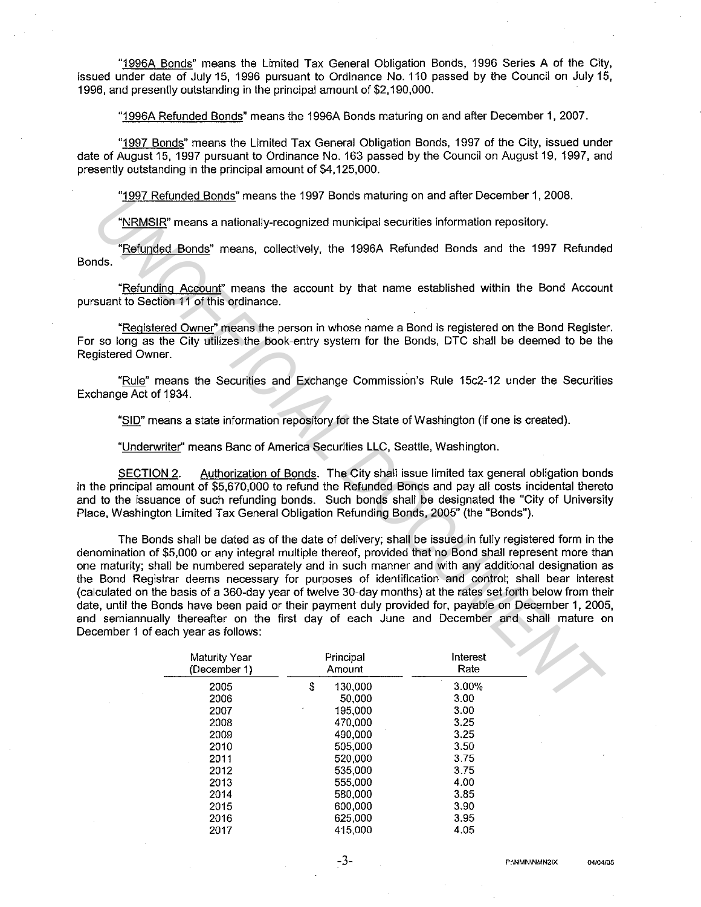"<u>1996A Bonds</u>" means the Limited Tax General Obligation Bonds, 1996 Series A of the City, issued under date of July 15, 1996 pursuant to Ordinance No. 110 passed by the Council on July 15, 1996, and presently outstanding in the principal amount of $2,190,000.

"<u>1996A Refunded Bonds</u>" means the 1996A Bonds maturing on and after December 1, 2007.

"<u>1997 Bonds</u>" means the Limited Tax General Obligation Bonds, 1997 of the City, issued under date of August 15, 1997 pursuant to Ordinance No. 163 passed by the Council on August 19, 1997, and presently outstanding in the principal amount of $4,125,000.

"<u>1997 Refunded Bonds</u>" means the 1997 Bonds maturing on and after December 1, 2008.

"<u>NRMSIR</u>" means a nationally-recognized municipal securities information repository.

"<u>Refunded Bonds</u>" means, collectively, the 1996A Refunded Bonds and the 1997 Refunded Bonds.

"<u>Refunding Account</u>" means the account by that name established within the Bond Account pursuant to Section 11 of this ordinance.

"<u>Registered Owner</u>" means the person in whose name a Bond is registered on the Bond Register. For so long as the City utilizes the book-entry system for the Bonds, DTC shall be deemed to be the Registered Owner.

"<u>Rule</u>" means the Securities and Exchange Commission's Rule 15c2-12 under the Securities Exchange Act of 1934.

"<u>SID</u>" means a state information repository for the State of Washington (if one is created).

"<u>Underwriter</u>" means Banc of America Securities LLC, Seattle, Washington.

<u>SECTION 2</u>. <u>Authorization of Bonds</u>. The City shall issue limited tax general obligation bonds in the principal amount of $5,670,000 to refund the Refunded Bonds and pay all costs incidental thereto and to the issuance of such refunding bonds. Such bonds shall be designated the "City of University Place, Washington Limited Tax General Obligation Refunding Bonds, 2005" (the "Bonds").

The Bonds shall be dated as of the date of delivery; shall be issued in fully registered form in the denomination of $5,000 or any integral multiple thereof, provided that no Bond shall represent more than one maturity; shall be numbered separately and in such manner and with any additional designation as the Bond Registrar deems necessary for purposes of identification and control; shall bear interest (calculated on the basis of a 360-day year of twelve 30-day months) at the rates set forth below from their date, until the Bonds have been paid or their payment duly provided for, payable on December 1, 2005, and semiannually thereafter on the first day of each June and December and shall mature on December 1 of each year as follows:

| Maturity Year (December 1) | Principal Amount | Interest Rate |
|---|---|---|
| 2005 | $ 130,000 | 3.00% |
| 2006 | 50,000 | 3.00 |
| 2007 | 195,000 | 3.00 |
| 2008 | 470,000 | 3.25 |
| 2009 | 490,000 | 3.25 |
| 2010 | 505,000 | 3.50 |
| 2011 | 520,000 | 3.75 |
| 2012 | 535,000 | 3.75 |
| 2013 | 555,000 | 4.00 |
| 2014 | 580,000 | 3.85 |
| 2015 | 600,000 | 3.90 |
| 2016 | 625,000 | 3.95 |
| 2017 | 415,000 | 4.05 |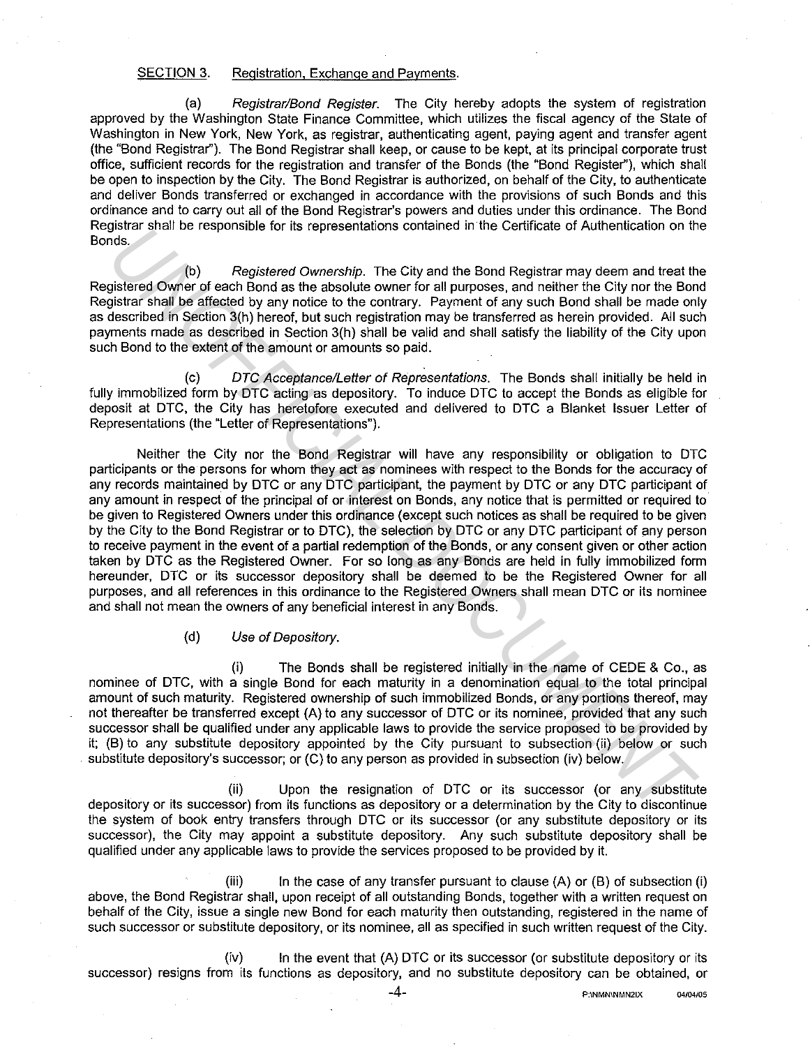SECTION 3. Registration, Exchange and Payments.

(a) *Registrar/Bond Register.* The City hereby adopts the system of registration approved by the Washington State Finance Committee, which utilizes the fiscal agency of the State of Washington in New York, New York, as registrar, authenticating agent, paying agent and transfer agent (the "Bond Registrar"). The Bond Registrar shall keep, or cause to be kept, at its principal corporate trust office, sufficient records for the registration and transfer of the Bonds (the "Bond Register"), which shall be open to inspection by the City. The Bond Registrar is authorized, on behalf of the City, to authenticate and deliver Bonds transferred or exchanged in accordance with the provisions of such Bonds and this ordinance and to carry out all of the Bond Registrar's powers and duties under this ordinance. The Bond Registrar shall be responsible for its representations contained in the Certificate of Authentication on the Bonds.

(b) *Registered Ownership.* The City and the Bond Registrar may deem and treat the Registered Owner of each Bond as the absolute owner for all purposes, and neither the City nor the Bond Registrar shall be affected by any notice to the contrary. Payment of any such Bond shall be made only as described in Section 3(h) hereof, but such registration may be transferred as herein provided. All such payments made as described in Section 3(h) shall be valid and shall satisfy the liability of the City upon such Bond to the extent of the amount or amounts so paid.

(c) *DTC Acceptance/Letter of Representations.* The Bonds shall initially be held in fully immobilized form by DTC acting as depository. To induce DTC to accept the Bonds as eligible for deposit at DTC, the City has heretofore executed and delivered to DTC a Blanket Issuer Letter of Representations (the "Letter of Representations").

Neither the City nor the Bond Registrar will have any responsibility or obligation to DTC participants or the persons for whom they act as nominees with respect to the Bonds for the accuracy of any records maintained by DTC or any DTC participant, the payment by DTC or any DTC participant of any amount in respect of the principal of or interest on Bonds, any notice that is permitted or required to be given to Registered Owners under this ordinance (except such notices as shall be required to be given by the City to the Bond Registrar or to DTC), the selection by DTC or any DTC participant of any person to receive payment in the event of a partial redemption of the Bonds, or any consent given or other action taken by DTC as the Registered Owner. For so long as any Bonds are held in fully immobilized form hereunder, DTC or its successor depository shall be deemed to be the Registered Owner for all purposes, and all references in this ordinance to the Registered Owners shall mean DTC or its nominee and shall not mean the owners of any beneficial interest in any Bonds.

(d) *Use of Depository.*

(i) The Bonds shall be registered initially in the name of CEDE & Co., as nominee of DTC, with a single Bond for each maturity in a denomination equal to the total principal amount of such maturity. Registered ownership of such immobilized Bonds, or any portions thereof, may not thereafter be transferred except (A) to any successor of DTC or its nominee, provided that any such successor shall be qualified under any applicable laws to provide the service proposed to be provided by it; (B) to any substitute depository appointed by the City pursuant to subsection (ii) below or such substitute depository's successor; or (C) to any person as provided in subsection (iv) below.

(ii) Upon the resignation of DTC or its successor (or any substitute depository or its successor) from its functions as depository or a determination by the City to discontinue the system of book entry transfers through DTC or its successor (or any substitute depository or its successor), the City may appoint a substitute depository. Any such substitute depository shall be qualified under any applicable laws to provide the services proposed to be provided by it.

(iii) In the case of any transfer pursuant to clause (A) or (B) of subsection (i) above, the Bond Registrar shall, upon receipt of all outstanding Bonds, together with a written request on behalf of the City, issue a single new Bond for each maturity then outstanding, registered in the name of such successor or substitute depository, or its nominee, all as specified in such written request of the City.

(iv) In the event that (A) DTC or its successor (or substitute depository or its successor) resigns from its functions as depository, and no substitute depository can be obtained, or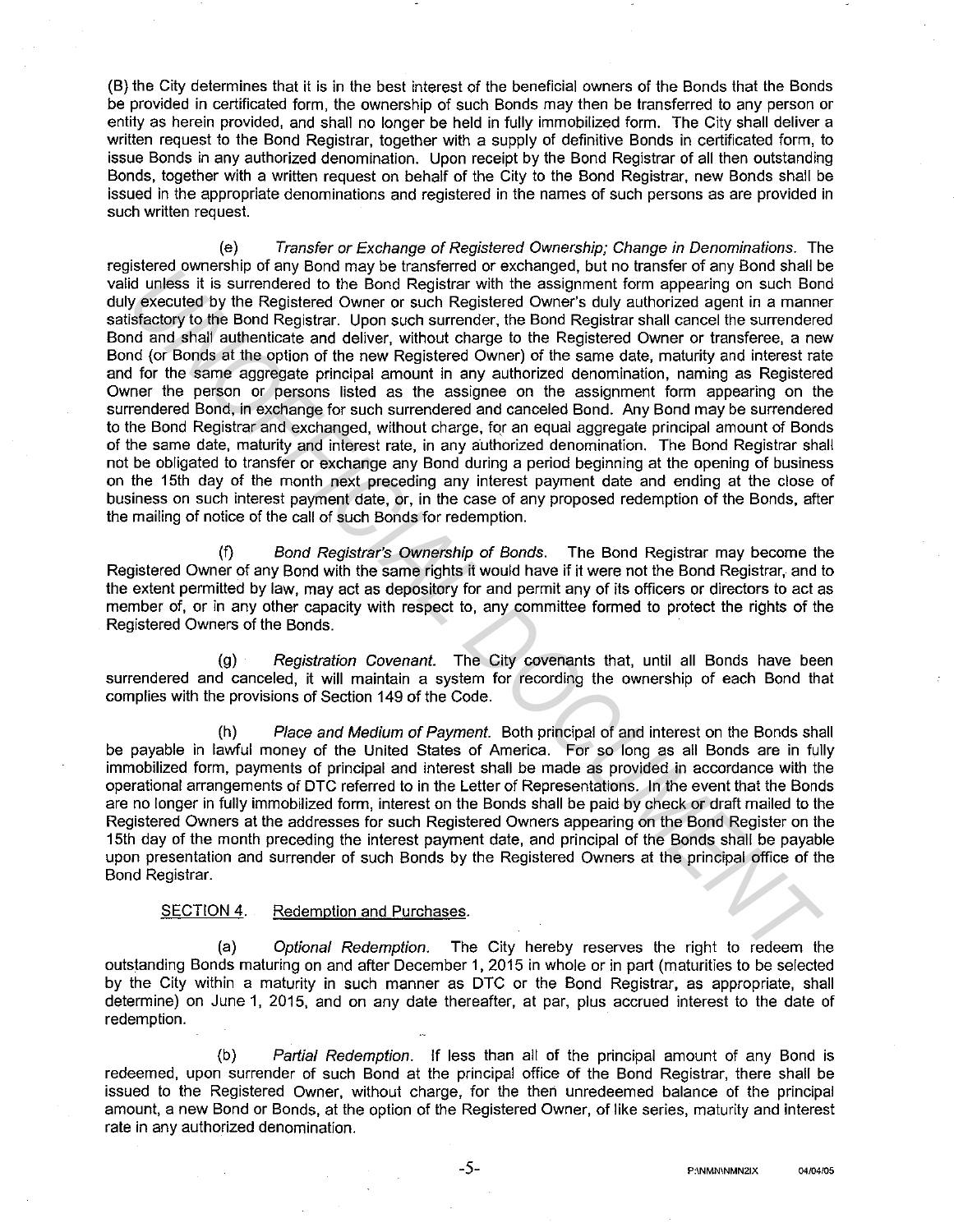(B) the City determines that it is in the best interest of the beneficial owners of the Bonds that the Bonds be provided in certificated form, the ownership of such Bonds may then be transferred to any person or entity as herein provided, and shall no longer be held in fully immobilized form. The City shall deliver a written request to the Bond Registrar, together with a supply of definitive Bonds in certificated form, to issue Bonds in any authorized denomination. Upon receipt by the Bond Registrar of all then outstanding Bonds, together with a written request on behalf of the City to the Bond Registrar, new Bonds shall be issued in the appropriate denominations and registered in the names of such persons as are provided in such written request.

(e) *Transfer or Exchange of Registered Ownership; Change in Denominations.* The registered ownership of any Bond may be transferred or exchanged, but no transfer of any Bond shall be valid unless it is surrendered to the Bond Registrar with the assignment form appearing on such Bond duly executed by the Registered Owner or such Registered Owner's duly authorized agent in a manner satisfactory to the Bond Registrar. Upon such surrender, the Bond Registrar shall cancel the surrendered Bond and shall authenticate and deliver, without charge to the Registered Owner or transferee, a new Bond (or Bonds at the option of the new Registered Owner) of the same date, maturity and interest rate and for the same aggregate principal amount in any authorized denomination, naming as Registered Owner the person or persons listed as the assignee on the assignment form appearing on the surrendered Bond, in exchange for such surrendered and canceled Bond. Any Bond may be surrendered to the Bond Registrar and exchanged, without charge, for an equal aggregate principal amount of Bonds of the same date, maturity and interest rate, in any authorized denomination. The Bond Registrar shall not be obligated to transfer or exchange any Bond during a period beginning at the opening of business on the 15th day of the month next preceding any interest payment date and ending at the close of business on such interest payment date, or, in the case of any proposed redemption of the Bonds, after the mailing of notice of the call of such Bonds for redemption.

(f) *Bond Registrar's Ownership of Bonds.* The Bond Registrar may become the Registered Owner of any Bond with the same rights it would have if it were not the Bond Registrar, and to the extent permitted by law, may act as depository for and permit any of its officers or directors to act as member of, or in any other capacity with respect to, any committee formed to protect the rights of the Registered Owners of the Bonds.

(g) *Registration Covenant.* The City covenants that, until all Bonds have been surrendered and canceled, it will maintain a system for recording the ownership of each Bond that complies with the provisions of Section 149 of the Code.

(h) *Place and Medium of Payment.* Both principal of and interest on the Bonds shall be payable in lawful money of the United States of America. For so long as all Bonds are in fully immobilized form, payments of principal and interest shall be made as provided in accordance with the operational arrangements of DTC referred to in the Letter of Representations. In the event that the Bonds are no longer in fully immobilized form, interest on the Bonds shall be paid by check or draft mailed to the Registered Owners at the addresses for such Registered Owners appearing on the Bond Register on the 15th day of the month preceding the interest payment date, and principal of the Bonds shall be payable upon presentation and surrender of such Bonds by the Registered Owners at the principal office of the Bond Registrar.

SECTION 4. Redemption and Purchases.

(a) *Optional Redemption.* The City hereby reserves the right to redeem the outstanding Bonds maturing on and after December 1, 2015 in whole or in part (maturities to be selected by the City within a maturity in such manner as DTC or the Bond Registrar, as appropriate, shall determine) on June 1, 2015, and on any date thereafter, at par, plus accrued interest to the date of redemption.

(b) *Partial Redemption.* If less than all of the principal amount of any Bond is redeemed, upon surrender of such Bond at the principal office of the Bond Registrar, there shall be issued to the Registered Owner, without charge, for the then unredeemed balance of the principal amount, a new Bond or Bonds, at the option of the Registered Owner, of like series, maturity and interest rate in any authorized denomination.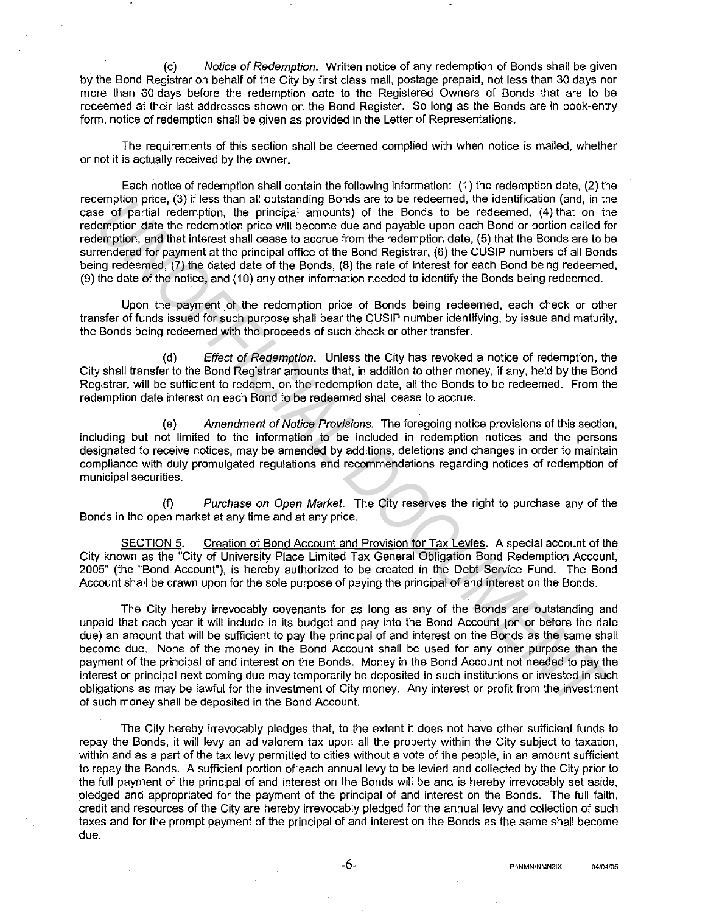(c) *Notice of Redemption*. Written notice of any redemption of Bonds shall be given by the Bond Registrar on behalf of the City by first class mail, postage prepaid, not less than 30 days nor more than 60 days before the redemption date to the Registered Owners of Bonds that are to be redeemed at their last addresses shown on the Bond Register. So long as the Bonds are in book-entry form, notice of redemption shall be given as provided in the Letter of Representations.

The requirements of this section shall be deemed complied with when notice is mailed, whether or not it is actually received by the owner.

Each notice of redemption shall contain the following information: (1) the redemption date, (2) the redemption price, (3) if less than all outstanding Bonds are to be redeemed, the identification (and, in the case of partial redemption, the principal amounts) of the Bonds to be redeemed, (4) that on the redemption date the redemption price will become due and payable upon each Bond or portion called for redemption, and that interest shall cease to accrue from the redemption date, (5) that the Bonds are to be surrendered for payment at the principal office of the Bond Registrar, (6) the CUSIP numbers of all Bonds being redeemed, (7) the dated date of the Bonds, (8) the rate of interest for each Bond being redeemed, (9) the date of the notice, and (10) any other information needed to identify the Bonds being redeemed.

Upon the payment of the redemption price of Bonds being redeemed, each check or other transfer of funds issued for such purpose shall bear the CUSIP number identifying, by issue and maturity, the Bonds being redeemed with the proceeds of such check or other transfer.

(d) *Effect of Redemption*. Unless the City has revoked a notice of redemption, the City shall transfer to the Bond Registrar amounts that, in addition to other money, if any, held by the Bond Registrar, will be sufficient to redeem, on the redemption date, all the Bonds to be redeemed. From the redemption date interest on each Bond to be redeemed shall cease to accrue.

(e) *Amendment of Notice Provisions*. The foregoing notice provisions of this section, including but not limited to the information to be included in redemption notices and the persons designated to receive notices, may be amended by additions, deletions and changes in order to maintain compliance with duly promulgated regulations and recommendations regarding notices of redemption of municipal securities.

(f) *Purchase on Open Market*. The City reserves the right to purchase any of the Bonds in the open market at any time and at any price.

SECTION 5. Creation of Bond Account and Provision for Tax Levies. A special account of the City known as the "City of University Place Limited Tax General Obligation Bond Redemption Account, 2005" (the "Bond Account"), is hereby authorized to be created in the Debt Service Fund. The Bond Account shall be drawn upon for the sole purpose of paying the principal of and interest on the Bonds.

The City hereby irrevocably covenants for as long as any of the Bonds are outstanding and unpaid that each year it will include in its budget and pay into the Bond Account (on or before the date due) an amount that will be sufficient to pay the principal of and interest on the Bonds as the same shall become due. None of the money in the Bond Account shall be used for any other purpose than the payment of the principal of and interest on the Bonds. Money in the Bond Account not needed to pay the interest or principal next coming due may temporarily be deposited in such institutions or invested in such obligations as may be lawful for the investment of City money. Any interest or profit from the investment of such money shall be deposited in the Bond Account.

The City hereby irrevocably pledges that, to the extent it does not have other sufficient funds to repay the Bonds, it will levy an ad valorem tax upon all the property within the City subject to taxation, within and as a part of the tax levy permitted to cities without a vote of the people, in an amount sufficient to repay the Bonds. A sufficient portion of each annual levy to be levied and collected by the City prior to the full payment of the principal of and interest on the Bonds will be and is hereby irrevocably set aside, pledged and appropriated for the payment of the principal of and interest on the Bonds. The full faith, credit and resources of the City are hereby irrevocably pledged for the annual levy and collection of such taxes and for the prompt payment of the principal of and interest on the Bonds as the same shall become due.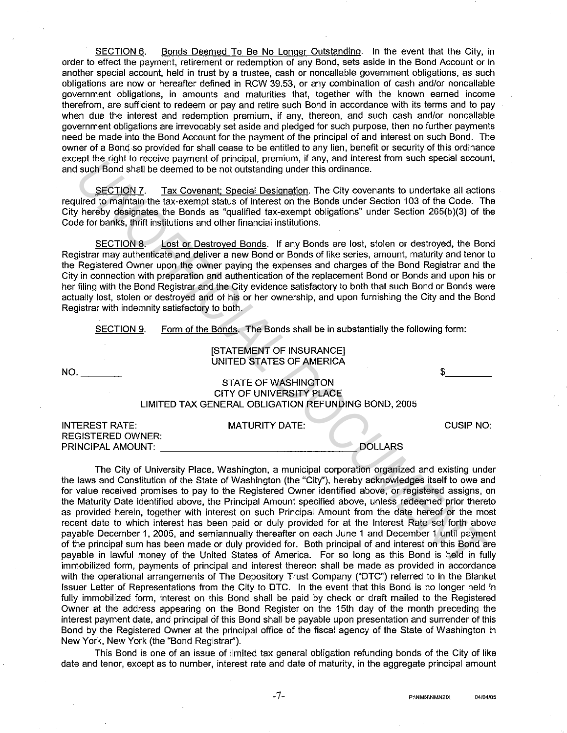SECTION 6. Bonds Deemed To Be No Longer Outstanding. In the event that the City, in order to effect the payment, retirement or redemption of any Bond, sets aside in the Bond Account or in another special account, held in trust by a trustee, cash or noncallable government obligations, as such obligations are now or hereafter defined in RCW 39.53, or any combination of cash and/or noncallable government obligations, in amounts and maturities that, together with the known earned income therefrom, are sufficient to redeem or pay and retire such Bond in accordance with its terms and to pay when due the interest and redemption premium, if any, thereon, and such cash and/or noncallable government obligations are irrevocably set aside and pledged for such purpose, then no further payments need be made into the Bond Account for the payment of the principal of and interest on such Bond. The owner of a Bond so provided for shall cease to be entitled to any lien, benefit or security of this ordinance except the right to receive payment of principal, premium, if any, and interest from such special account, and such Bond shall be deemed to be not outstanding under this ordinance.

SECTION 7. Tax Covenant; Special Designation. The City covenants to undertake all actions required to maintain the tax-exempt status of interest on the Bonds under Section 103 of the Code. The City hereby designates the Bonds as "qualified tax-exempt obligations" under Section 265(b)(3) of the Code for banks, thrift institutions and other financial institutions.

SECTION 8. Lost or Destroyed Bonds. If any Bonds are lost, stolen or destroyed, the Bond Registrar may authenticate and deliver a new Bond or Bonds of like series, amount, maturity and tenor to the Registered Owner upon the owner paying the expenses and charges of the Bond Registrar and the City in connection with preparation and authentication of the replacement Bond or Bonds and upon his or her filing with the Bond Registrar and the City evidence satisfactory to both that such Bond or Bonds were actually lost, stolen or destroyed and of his or her ownership, and upon furnishing the City and the Bond Registrar with indemnity satisfactory to both.

SECTION 9. Form of the Bonds. The Bonds shall be in substantially the following form:

[STATEMENT OF INSURANCE]
UNITED STATES OF AMERICA

NO. ________ $________

STATE OF WASHINGTON
CITY OF UNIVERSITY PLACE
LIMITED TAX GENERAL OBLIGATION REFUNDING BOND, 2005

INTEREST RATE: MATURITY DATE: CUSIP NO:
REGISTERED OWNER:
PRINCIPAL AMOUNT: ______________________________ DOLLARS

The City of University Place, Washington, a municipal corporation organized and existing under the laws and Constitution of the State of Washington (the "City"), hereby acknowledges itself to owe and for value received promises to pay to the Registered Owner identified above, or registered assigns, on the Maturity Date identified above, the Principal Amount specified above, unless redeemed prior thereto as provided herein, together with interest on such Principal Amount from the date hereof or the most recent date to which interest has been paid or duly provided for at the Interest Rate set forth above payable December 1, 2005, and semiannually thereafter on each June 1 and December 1 until payment of the principal sum has been made or duly provided for. Both principal of and interest on this Bond are payable in lawful money of the United States of America. For so long as this Bond is held in fully immobilized form, payments of principal and interest thereon shall be made as provided in accordance with the operational arrangements of The Depository Trust Company ("DTC") referred to in the Blanket Issuer Letter of Representations from the City to DTC. In the event that this Bond is no longer held in fully immobilized form, interest on this Bond shall be paid by check or draft mailed to the Registered Owner at the address appearing on the Bond Register on the 15th day of the month preceding the interest payment date, and principal of this Bond shall be payable upon presentation and surrender of this Bond by the Registered Owner at the principal office of the fiscal agency of the State of Washington in New York, New York (the "Bond Registrar").

This Bond is one of an issue of limited tax general obligation refunding bonds of the City of like date and tenor, except as to number, interest rate and date of maturity, in the aggregate principal amount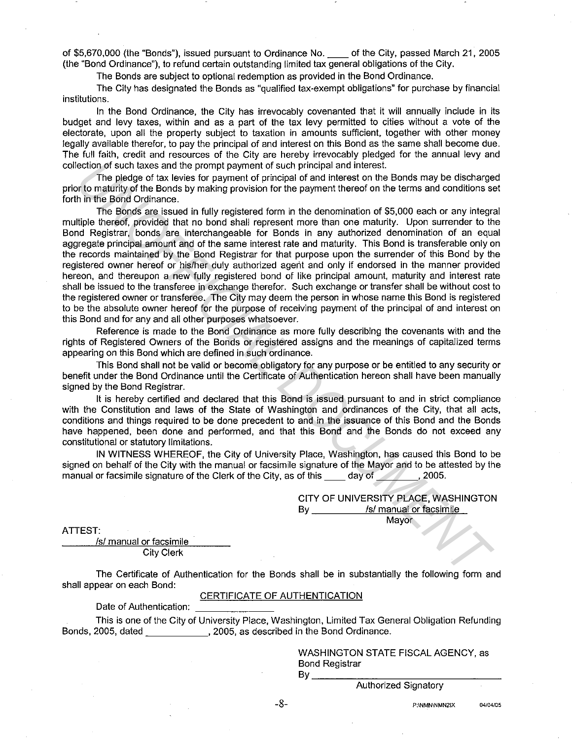of $5,670,000 (the "Bonds"), issued pursuant to Ordinance No. ____ of the City, passed March 21, 2005 (the "Bond Ordinance"), to refund certain outstanding limited tax general obligations of the City.

The Bonds are subject to optional redemption as provided in the Bond Ordinance.

The City has designated the Bonds as "qualified tax-exempt obligations" for purchase by financial institutions.

In the Bond Ordinance, the City has irrevocably covenanted that it will annually include in its budget and levy taxes, within and as a part of the tax levy permitted to cities without a vote of the electorate, upon all the property subject to taxation in amounts sufficient, together with other money legally available therefor, to pay the principal of and interest on this Bond as the same shall become due. The full faith, credit and resources of the City are hereby irrevocably pledged for the annual levy and collection of such taxes and the prompt payment of such principal and interest.

The pledge of tax levies for payment of principal of and interest on the Bonds may be discharged prior to maturity of the Bonds by making provision for the payment thereof on the terms and conditions set forth in the Bond Ordinance.

The Bonds are issued in fully registered form in the denomination of $5,000 each or any integral multiple thereof, provided that no bond shall represent more than one maturity. Upon surrender to the Bond Registrar, bonds are interchangeable for Bonds in any authorized denomination of an equal aggregate principal amount and of the same interest rate and maturity. This Bond is transferable only on the records maintained by the Bond Registrar for that purpose upon the surrender of this Bond by the registered owner hereof or his/her duly authorized agent and only if endorsed in the manner provided hereon, and thereupon a new fully registered bond of like principal amount, maturity and interest rate shall be issued to the transferee in exchange therefor. Such exchange or transfer shall be without cost to the registered owner or transferee. The City may deem the person in whose name this Bond is registered to be the absolute owner hereof for the purpose of receiving payment of the principal of and interest on this Bond and for any and all other purposes whatsoever.

Reference is made to the Bond Ordinance as more fully describing the covenants with and the rights of Registered Owners of the Bonds or registered assigns and the meanings of capitalized terms appearing on this Bond which are defined in such ordinance.

This Bond shall not be valid or become obligatory for any purpose or be entitled to any security or benefit under the Bond Ordinance until the Certificate of Authentication hereon shall have been manually signed by the Bond Registrar.

It is hereby certified and declared that this Bond is issued pursuant to and in strict compliance with the Constitution and laws of the State of Washington and ordinances of the City, that all acts, conditions and things required to be done precedent to and in the issuance of this Bond and the Bonds have happened, been done and performed, and that this Bond and the Bonds do not exceed any constitutional or statutory limitations.

IN WITNESS WHEREOF, the City of University Place, Washington, has caused this Bond to be signed on behalf of the City with the manual or facsimile signature of the Mayor and to be attested by the manual or facsimile signature of the Clerk of the City, as of this ____ day of ________, 2005.

CITY OF UNIVERSITY PLACE, WASHINGTON
By /s/ manual or facsimile
Mayor

ATTEST:

/s/ manual or facsimile
City Clerk

The Certificate of Authentication for the Bonds shall be in substantially the following form and shall appear on each Bond:

CERTIFICATE OF AUTHENTICATION

Date of Authentication: ____________

This is one of the City of University Place, Washington, Limited Tax General Obligation Refunding Bonds, 2005, dated ____________, 2005, as described in the Bond Ordinance.

WASHINGTON STATE FISCAL AGENCY, as Bond Registrar
By ________________________________
Authorized Signatory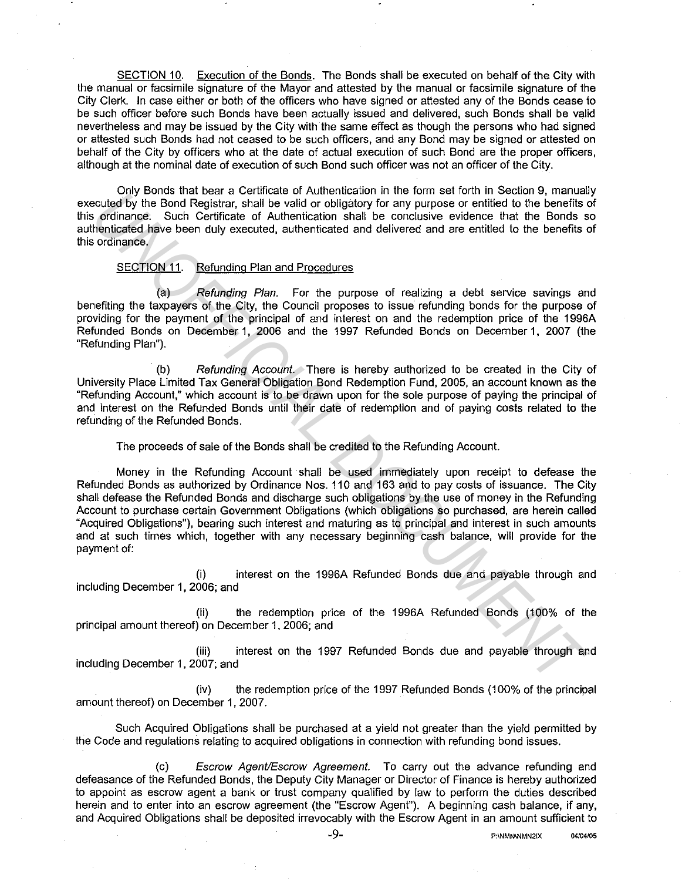SECTION 10. Execution of the Bonds. The Bonds shall be executed on behalf of the City with the manual or facsimile signature of the Mayor and attested by the manual or facsimile signature of the City Clerk. In case either or both of the officers who have signed or attested any of the Bonds cease to be such officer before such Bonds have been actually issued and delivered, such Bonds shall be valid nevertheless and may be issued by the City with the same effect as though the persons who had signed or attested such Bonds had not ceased to be such officers, and any Bond may be signed or attested on behalf of the City by officers who at the date of actual execution of such Bond are the proper officers, although at the nominal date of execution of such Bond such officer was not an officer of the City.

Only Bonds that bear a Certificate of Authentication in the form set forth in Section 9, manually executed by the Bond Registrar, shall be valid or obligatory for any purpose or entitled to the benefits of this ordinance. Such Certificate of Authentication shall be conclusive evidence that the Bonds so authenticated have been duly executed, authenticated and delivered and are entitled to the benefits of this ordinance.

SECTION 11. Refunding Plan and Procedures

(a) *Refunding Plan.* For the purpose of realizing a debt service savings and benefiting the taxpayers of the City, the Council proposes to issue refunding bonds for the purpose of providing for the payment of the principal of and interest on and the redemption price of the 1996A Refunded Bonds on December 1, 2006 and the 1997 Refunded Bonds on December 1, 2007 (the "Refunding Plan").

(b) *Refunding Account.* There is hereby authorized to be created in the City of University Place Limited Tax General Obligation Bond Redemption Fund, 2005, an account known as the "Refunding Account," which account is to be drawn upon for the sole purpose of paying the principal of and interest on the Refunded Bonds until their date of redemption and of paying costs related to the refunding of the Refunded Bonds.

The proceeds of sale of the Bonds shall be credited to the Refunding Account.

Money in the Refunding Account shall be used immediately upon receipt to defease the Refunded Bonds as authorized by Ordinance Nos. 110 and 163 and to pay costs of issuance. The City shall defease the Refunded Bonds and discharge such obligations by the use of money in the Refunding Account to purchase certain Government Obligations (which obligations so purchased, are herein called "Acquired Obligations"), bearing such interest and maturing as to principal and interest in such amounts and at such times which, together with any necessary beginning cash balance, will provide for the payment of:

(i) interest on the 1996A Refunded Bonds due and payable through and including December 1, 2006; and

(ii) the redemption price of the 1996A Refunded Bonds (100% of the principal amount thereof) on December 1, 2006; and

(iii) interest on the 1997 Refunded Bonds due and payable through and including December 1, 2007; and

(iv) the redemption price of the 1997 Refunded Bonds (100% of the principal amount thereof) on December 1, 2007.

Such Acquired Obligations shall be purchased at a yield not greater than the yield permitted by the Code and regulations relating to acquired obligations in connection with refunding bond issues.

(c) *Escrow Agent/Escrow Agreement.* To carry out the advance refunding and defeasance of the Refunded Bonds, the Deputy City Manager or Director of Finance is hereby authorized to appoint as escrow agent a bank or trust company qualified by law to perform the duties described herein and to enter into an escrow agreement (the "Escrow Agent"). A beginning cash balance, if any, and Acquired Obligations shall be deposited irrevocably with the Escrow Agent in an amount sufficient to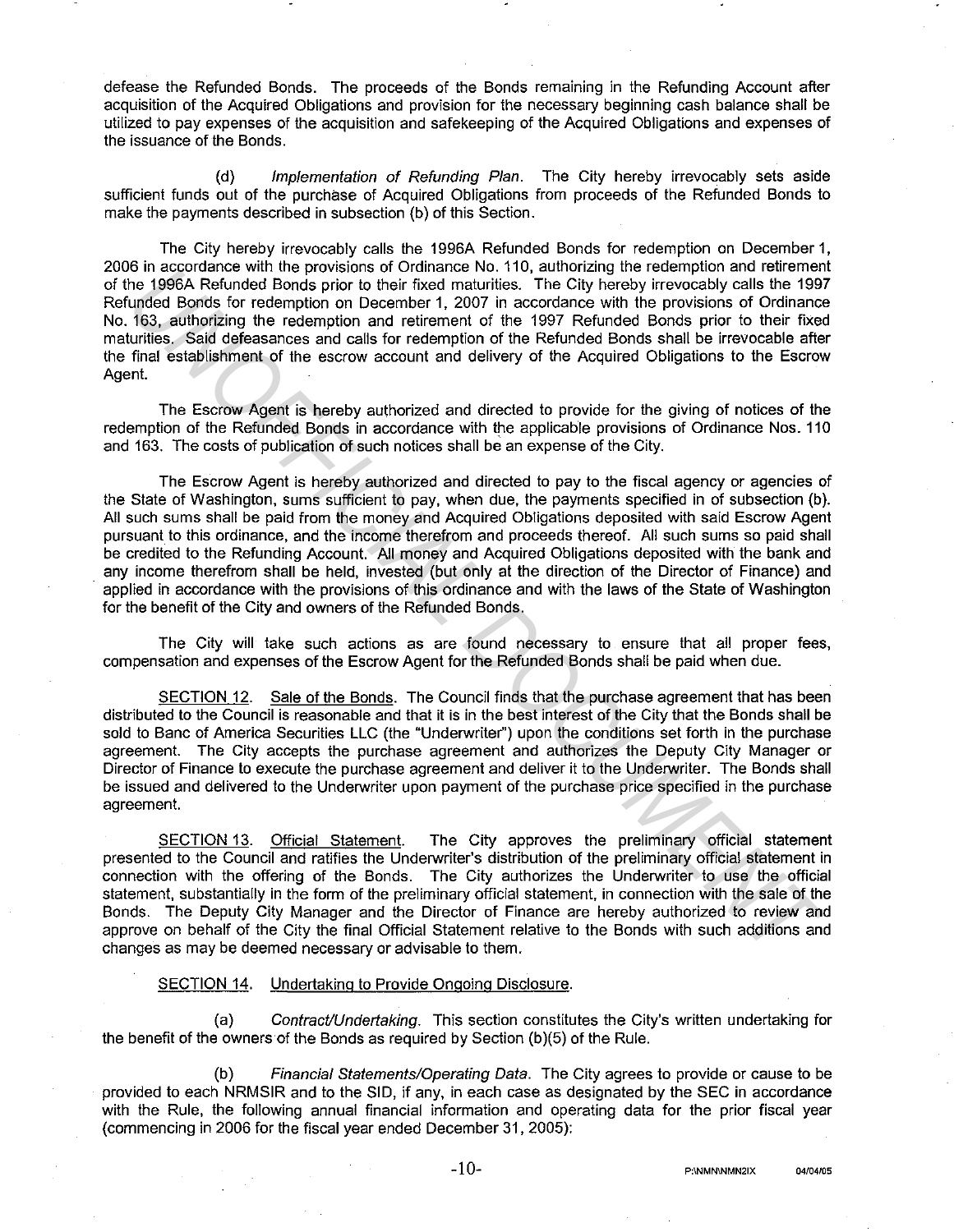defease the Refunded Bonds. The proceeds of the Bonds remaining in the Refunding Account after acquisition of the Acquired Obligations and provision for the necessary beginning cash balance shall be utilized to pay expenses of the acquisition and safekeeping of the Acquired Obligations and expenses of the issuance of the Bonds.

(d) *Implementation of Refunding Plan*. The City hereby irrevocably sets aside sufficient funds out of the purchase of Acquired Obligations from proceeds of the Refunded Bonds to make the payments described in subsection (b) of this Section.

The City hereby irrevocably calls the 1996A Refunded Bonds for redemption on December 1, 2006 in accordance with the provisions of Ordinance No. 110, authorizing the redemption and retirement of the 1996A Refunded Bonds prior to their fixed maturities. The City hereby irrevocably calls the 1997 Refunded Bonds for redemption on December 1, 2007 in accordance with the provisions of Ordinance No. 163, authorizing the redemption and retirement of the 1997 Refunded Bonds prior to their fixed maturities. Said defeasances and calls for redemption of the Refunded Bonds shall be irrevocable after the final establishment of the escrow account and delivery of the Acquired Obligations to the Escrow Agent.

The Escrow Agent is hereby authorized and directed to provide for the giving of notices of the redemption of the Refunded Bonds in accordance with the applicable provisions of Ordinance Nos. 110 and 163. The costs of publication of such notices shall be an expense of the City.

The Escrow Agent is hereby authorized and directed to pay to the fiscal agency or agencies of the State of Washington, sums sufficient to pay, when due, the payments specified in of subsection (b). All such sums shall be paid from the money and Acquired Obligations deposited with said Escrow Agent pursuant to this ordinance, and the income therefrom and proceeds thereof. All such sums so paid shall be credited to the Refunding Account. All money and Acquired Obligations deposited with the bank and any income therefrom shall be held, invested (but only at the direction of the Director of Finance) and applied in accordance with the provisions of this ordinance and with the laws of the State of Washington for the benefit of the City and owners of the Refunded Bonds.

The City will take such actions as are found necessary to ensure that all proper fees, compensation and expenses of the Escrow Agent for the Refunded Bonds shall be paid when due.

<u>SECTION 12</u>. <u>Sale of the Bonds</u>. The Council finds that the purchase agreement that has been distributed to the Council is reasonable and that it is in the best interest of the City that the Bonds shall be sold to Banc of America Securities LLC (the "Underwriter") upon the conditions set forth in the purchase agreement. The City accepts the purchase agreement and authorizes the Deputy City Manager or Director of Finance to execute the purchase agreement and deliver it to the Underwriter. The Bonds shall be issued and delivered to the Underwriter upon payment of the purchase price specified in the purchase agreement.

<u>SECTION 13</u>. <u>Official Statement</u>. The City approves the preliminary official statement presented to the Council and ratifies the Underwriter's distribution of the preliminary official statement in connection with the offering of the Bonds. The City authorizes the Underwriter to use the official statement, substantially in the form of the preliminary official statement, in connection with the sale of the Bonds. The Deputy City Manager and the Director of Finance are hereby authorized to review and approve on behalf of the City the final Official Statement relative to the Bonds with such additions and changes as may be deemed necessary or advisable to them.

<u>SECTION 14</u>. <u>Undertaking to Provide Ongoing Disclosure</u>.

(a) *Contract/Undertaking*. This section constitutes the City's written undertaking for the benefit of the owners of the Bonds as required by Section (b)(5) of the Rule.

(b) *Financial Statements/Operating Data*. The City agrees to provide or cause to be provided to each NRMSIR and to the SID, if any, in each case as designated by the SEC in accordance with the Rule, the following annual financial information and operating data for the prior fiscal year (commencing in 2006 for the fiscal year ended December 31, 2005):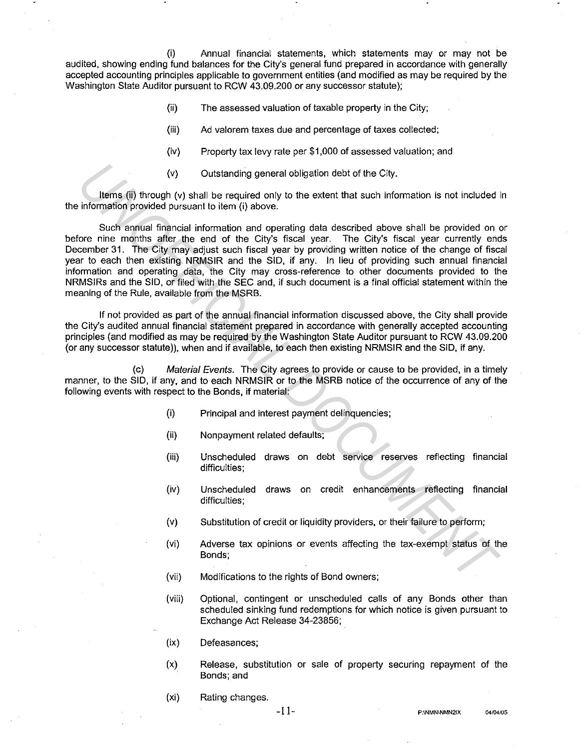(i) Annual financial statements, which statements may or may not be audited, showing ending fund balances for the City's general fund prepared in accordance with generally accepted accounting principles applicable to government entities (and modified as may be required by the Washington State Auditor pursuant to RCW 43.09.200 or any successor statute);

(ii) The assessed valuation of taxable property in the City;

(iii) Ad valorem taxes due and percentage of taxes collected;

(iv) Property tax levy rate per $1,000 of assessed valuation; and

(v) Outstanding general obligation debt of the City.

Items (ii) through (v) shall be required only to the extent that such information is not included in the information provided pursuant to item (i) above.

Such annual financial information and operating data described above shall be provided on or before nine months after the end of the City's fiscal year. The City's fiscal year currently ends December 31. The City may adjust such fiscal year by providing written notice of the change of fiscal year to each then existing NRMSIR and the SID, if any. In lieu of providing such annual financial information and operating data, the City may cross-reference to other documents provided to the NRMSIRs and the SID, or filed with the SEC and, if such document is a final official statement within the meaning of the Rule, available from the MSRB.

If not provided as part of the annual financial information discussed above, the City shall provide the City's audited annual financial statement prepared in accordance with generally accepted accounting principles (and modified as may be required by the Washington State Auditor pursuant to RCW 43.09.200 (or any successor statute)), when and if available, to each then existing NRMSIR and the SID, if any.

(c) *Material Events.* The City agrees to provide or cause to be provided, in a timely manner, to the SID, if any, and to each NRMSIR or to the MSRB notice of the occurrence of any of the following events with respect to the Bonds, if material:

(i) Principal and interest payment delinquencies;

(ii) Nonpayment related defaults;

(iii) Unscheduled draws on debt service reserves reflecting financial difficulties;

(iv) Unscheduled draws on credit enhancements reflecting financial difficulties;

(v) Substitution of credit or liquidity providers, or their failure to perform;

(vi) Adverse tax opinions or events affecting the tax-exempt status of the Bonds;

(vii) Modifications to the rights of Bond owners;

(viii) Optional, contingent or unscheduled calls of any Bonds other than scheduled sinking fund redemptions for which notice is given pursuant to Exchange Act Release 34-23856;

(ix) Defeasances;

(x) Release, substitution or sale of property securing repayment of the Bonds; and

(xi) Rating changes.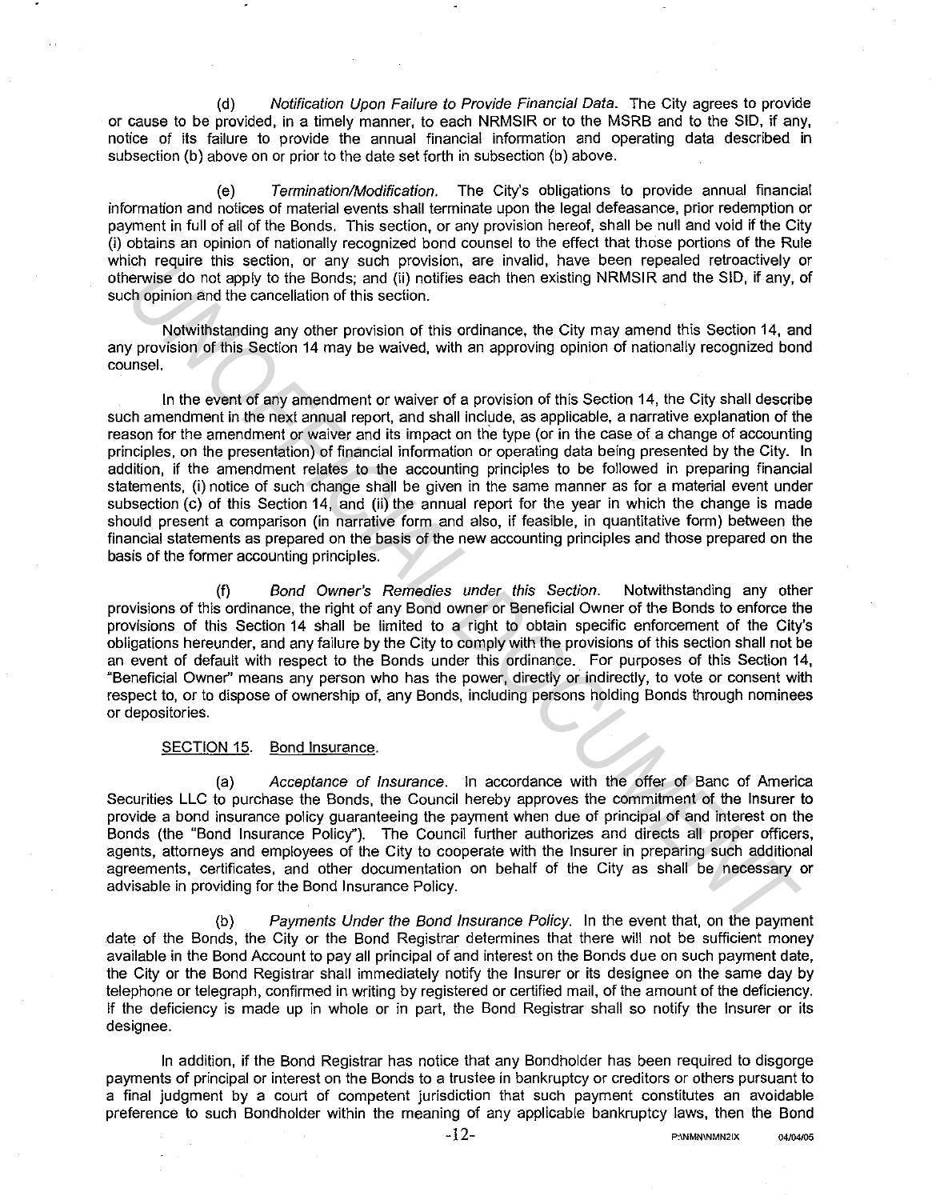(d) *Notification Upon Failure to Provide Financial Data.* The City agrees to provide or cause to be provided, in a timely manner, to each NRMSIR or to the MSRB and to the SID, if any, notice of its failure to provide the annual financial information and operating data described in subsection (b) above on or prior to the date set forth in subsection (b) above.

(e) *Termination/Modification.* The City's obligations to provide annual financial information and notices of material events shall terminate upon the legal defeasance, prior redemption or payment in full of all of the Bonds. This section, or any provision hereof, shall be null and void if the City (i) obtains an opinion of nationally recognized bond counsel to the effect that those portions of the Rule which require this section, or any such provision, are invalid, have been repealed retroactively or otherwise do not apply to the Bonds; and (ii) notifies each then existing NRMSIR and the SID, if any, of such opinion and the cancellation of this section.

Notwithstanding any other provision of this ordinance, the City may amend this Section 14, and any provision of this Section 14 may be waived, with an approving opinion of nationally recognized bond counsel.

In the event of any amendment or waiver of a provision of this Section 14, the City shall describe such amendment in the next annual report, and shall include, as applicable, a narrative explanation of the reason for the amendment or waiver and its impact on the type (or in the case of a change of accounting principles, on the presentation) of financial information or operating data being presented by the City. In addition, if the amendment relates to the accounting principles to be followed in preparing financial statements, (i) notice of such change shall be given in the same manner as for a material event under subsection (c) of this Section 14, and (ii) the annual report for the year in which the change is made should present a comparison (in narrative form and also, if feasible, in quantitative form) between the financial statements as prepared on the basis of the new accounting principles and those prepared on the basis of the former accounting principles.

(f) *Bond Owner's Remedies under this Section.* Notwithstanding any other provisions of this ordinance, the right of any Bond owner or Beneficial Owner of the Bonds to enforce the provisions of this Section 14 shall be limited to a right to obtain specific enforcement of the City's obligations hereunder, and any failure by the City to comply with the provisions of this section shall not be an event of default with respect to the Bonds under this ordinance. For purposes of this Section 14, "Beneficial Owner" means any person who has the power, directly or indirectly, to vote or consent with respect to, or to dispose of ownership of, any Bonds, including persons holding Bonds through nominees or depositories.

SECTION 15. Bond Insurance.

(a) *Acceptance of Insurance.* In accordance with the offer of Banc of America Securities LLC to purchase the Bonds, the Council hereby approves the commitment of the Insurer to provide a bond insurance policy guaranteeing the payment when due of principal of and interest on the Bonds (the "Bond Insurance Policy"). The Council further authorizes and directs all proper officers, agents, attorneys and employees of the City to cooperate with the Insurer in preparing such additional agreements, certificates, and other documentation on behalf of the City as shall be necessary or advisable in providing for the Bond Insurance Policy.

(b) *Payments Under the Bond Insurance Policy.* In the event that, on the payment date of the Bonds, the City or the Bond Registrar determines that there will not be sufficient money available in the Bond Account to pay all principal of and interest on the Bonds due on such payment date, the City or the Bond Registrar shall immediately notify the Insurer or its designee on the same day by telephone or telegraph, confirmed in writing by registered or certified mail, of the amount of the deficiency. If the deficiency is made up in whole or in part, the Bond Registrar shall so notify the Insurer or its designee.

In addition, if the Bond Registrar has notice that any Bondholder has been required to disgorge payments of principal or interest on the Bonds to a trustee in bankruptcy or creditors or others pursuant to a final judgment by a court of competent jurisdiction that such payment constitutes an avoidable preference to such Bondholder within the meaning of any applicable bankruptcy laws, then the Bond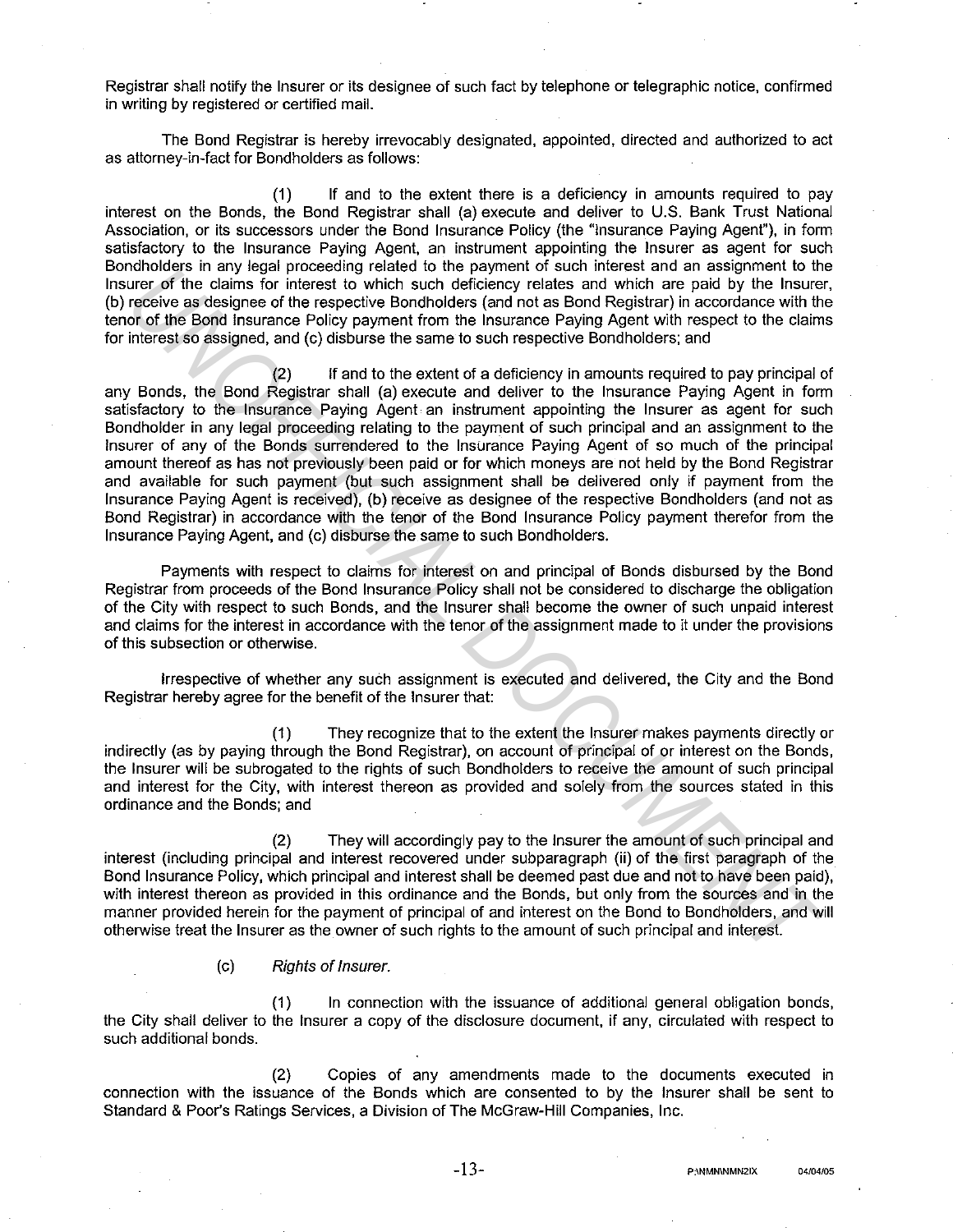Registrar shall notify the Insurer or its designee of such fact by telephone or telegraphic notice, confirmed in writing by registered or certified mail.

The Bond Registrar is hereby irrevocably designated, appointed, directed and authorized to act as attorney-in-fact for Bondholders as follows:

(1) If and to the extent there is a deficiency in amounts required to pay interest on the Bonds, the Bond Registrar shall (a) execute and deliver to U.S. Bank Trust National Association, or its successors under the Bond Insurance Policy (the "Insurance Paying Agent"), in form satisfactory to the Insurance Paying Agent, an instrument appointing the Insurer as agent for such Bondholders in any legal proceeding related to the payment of such interest and an assignment to the Insurer of the claims for interest to which such deficiency relates and which are paid by the Insurer, (b) receive as designee of the respective Bondholders (and not as Bond Registrar) in accordance with the tenor of the Bond Insurance Policy payment from the Insurance Paying Agent with respect to the claims for interest so assigned, and (c) disburse the same to such respective Bondholders; and

(2) If and to the extent of a deficiency in amounts required to pay principal of any Bonds, the Bond Registrar shall (a) execute and deliver to the Insurance Paying Agent in form satisfactory to the Insurance Paying Agent an instrument appointing the Insurer as agent for such Bondholder in any legal proceeding relating to the payment of such principal and an assignment to the Insurer of any of the Bonds surrendered to the Insurance Paying Agent of so much of the principal amount thereof as has not previously been paid or for which moneys are not held by the Bond Registrar and available for such payment (but such assignment shall be delivered only if payment from the Insurance Paying Agent is received), (b) receive as designee of the respective Bondholders (and not as Bond Registrar) in accordance with the tenor of the Bond Insurance Policy payment therefor from the Insurance Paying Agent, and (c) disburse the same to such Bondholders.

Payments with respect to claims for interest on and principal of Bonds disbursed by the Bond Registrar from proceeds of the Bond Insurance Policy shall not be considered to discharge the obligation of the City with respect to such Bonds, and the Insurer shall become the owner of such unpaid interest and claims for the interest in accordance with the tenor of the assignment made to it under the provisions of this subsection or otherwise.

Irrespective of whether any such assignment is executed and delivered, the City and the Bond Registrar hereby agree for the benefit of the Insurer that:

(1) They recognize that to the extent the Insurer makes payments directly or indirectly (as by paying through the Bond Registrar), on account of principal of or interest on the Bonds, the Insurer will be subrogated to the rights of such Bondholders to receive the amount of such principal and interest for the City, with interest thereon as provided and solely from the sources stated in this ordinance and the Bonds; and

(2) They will accordingly pay to the Insurer the amount of such principal and interest (including principal and interest recovered under subparagraph (ii) of the first paragraph of the Bond Insurance Policy, which principal and interest shall be deemed past due and not to have been paid), with interest thereon as provided in this ordinance and the Bonds, but only from the sources and in the manner provided herein for the payment of principal of and interest on the Bond to Bondholders, and will otherwise treat the Insurer as the owner of such rights to the amount of such principal and interest.

(c) *Rights of Insurer.*

(1) In connection with the issuance of additional general obligation bonds, the City shall deliver to the Insurer a copy of the disclosure document, if any, circulated with respect to such additional bonds.

(2) Copies of any amendments made to the documents executed in connection with the issuance of the Bonds which are consented to by the Insurer shall be sent to Standard & Poor's Ratings Services, a Division of The McGraw-Hill Companies, Inc.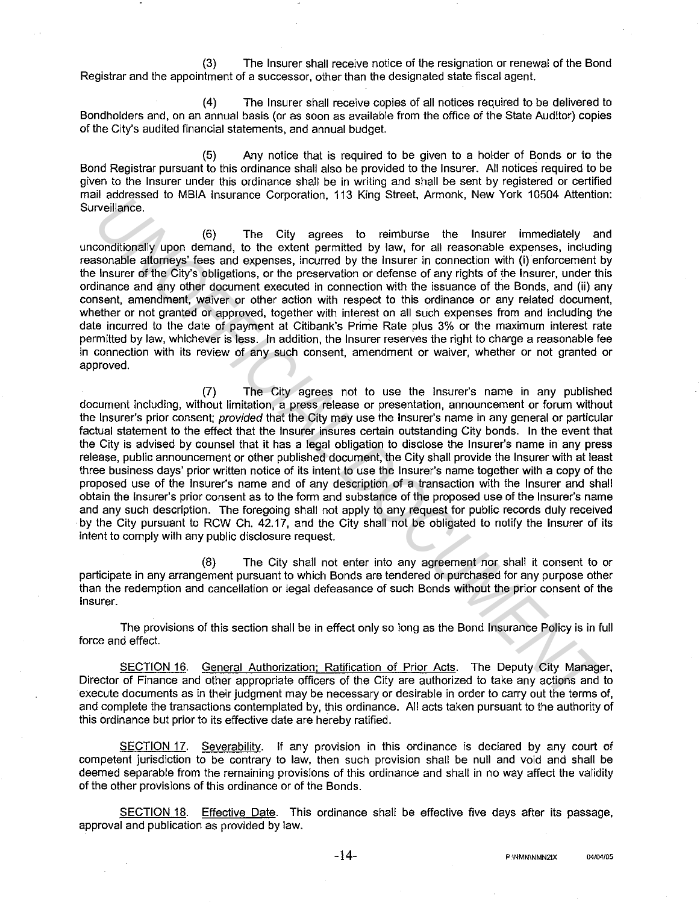(3) The Insurer shall receive notice of the resignation or renewal of the Bond Registrar and the appointment of a successor, other than the designated state fiscal agent.

(4) The Insurer shall receive copies of all notices required to be delivered to Bondholders and, on an annual basis (or as soon as available from the office of the State Auditor) copies of the City's audited financial statements, and annual budget.

(5) Any notice that is required to be given to a holder of Bonds or to the Bond Registrar pursuant to this ordinance shall also be provided to the Insurer. All notices required to be given to the Insurer under this ordinance shall be in writing and shall be sent by registered or certified mail addressed to MBIA Insurance Corporation, 113 King Street, Armonk, New York 10504 Attention: Surveillance.

(6) The City agrees to reimburse the Insurer immediately and unconditionally upon demand, to the extent permitted by law, for all reasonable expenses, including reasonable attorneys' fees and expenses, incurred by the Insurer in connection with (i) enforcement by the Insurer of the City's obligations, or the preservation or defense of any rights of the Insurer, under this ordinance and any other document executed in connection with the issuance of the Bonds, and (ii) any consent, amendment, waiver or other action with respect to this ordinance or any related document, whether or not granted or approved, together with interest on all such expenses from and including the date incurred to the date of payment at Citibank's Prime Rate plus 3% or the maximum interest rate permitted by law, whichever is less. In addition, the Insurer reserves the right to charge a reasonable fee in connection with its review of any such consent, amendment or waiver, whether or not granted or approved.

(7) The City agrees not to use the Insurer's name in any published document including, without limitation, a press release or presentation, announcement or forum without the Insurer's prior consent; *provided* that the City may use the Insurer's name in any general or particular factual statement to the effect that the Insurer insures certain outstanding City bonds. In the event that the City is advised by counsel that it has a legal obligation to disclose the Insurer's name in any press release, public announcement or other published document, the City shall provide the Insurer with at least three business days' prior written notice of its intent to use the Insurer's name together with a copy of the proposed use of the Insurer's name and of any description of a transaction with the Insurer and shall obtain the Insurer's prior consent as to the form and substance of the proposed use of the Insurer's name and any such description. The foregoing shall not apply to any request for public records duly received by the City pursuant to RCW Ch. 42.17, and the City shall not be obligated to notify the Insurer of its intent to comply with any public disclosure request.

(8) The City shall not enter into any agreement nor shall it consent to or participate in any arrangement pursuant to which Bonds are tendered or purchased for any purpose other than the redemption and cancellation or legal defeasance of such Bonds without the prior consent of the Insurer.

The provisions of this section shall be in effect only so long as the Bond Insurance Policy is in full force and effect.

<u>SECTION 16</u>. <u>General Authorization; Ratification of Prior Acts</u>. The Deputy City Manager, Director of Finance and other appropriate officers of the City are authorized to take any actions and to execute documents as in their judgment may be necessary or desirable in order to carry out the terms of, and complete the transactions contemplated by, this ordinance. All acts taken pursuant to the authority of this ordinance but prior to its effective date are hereby ratified.

<u>SECTION 17</u>. <u>Severability</u>. If any provision in this ordinance is declared by any court of competent jurisdiction to be contrary to law, then such provision shall be null and void and shall be deemed separable from the remaining provisions of this ordinance and shall in no way affect the validity of the other provisions of this ordinance or of the Bonds.

<u>SECTION 18</u>. <u>Effective Date</u>. This ordinance shall be effective five days after its passage, approval and publication as provided by law.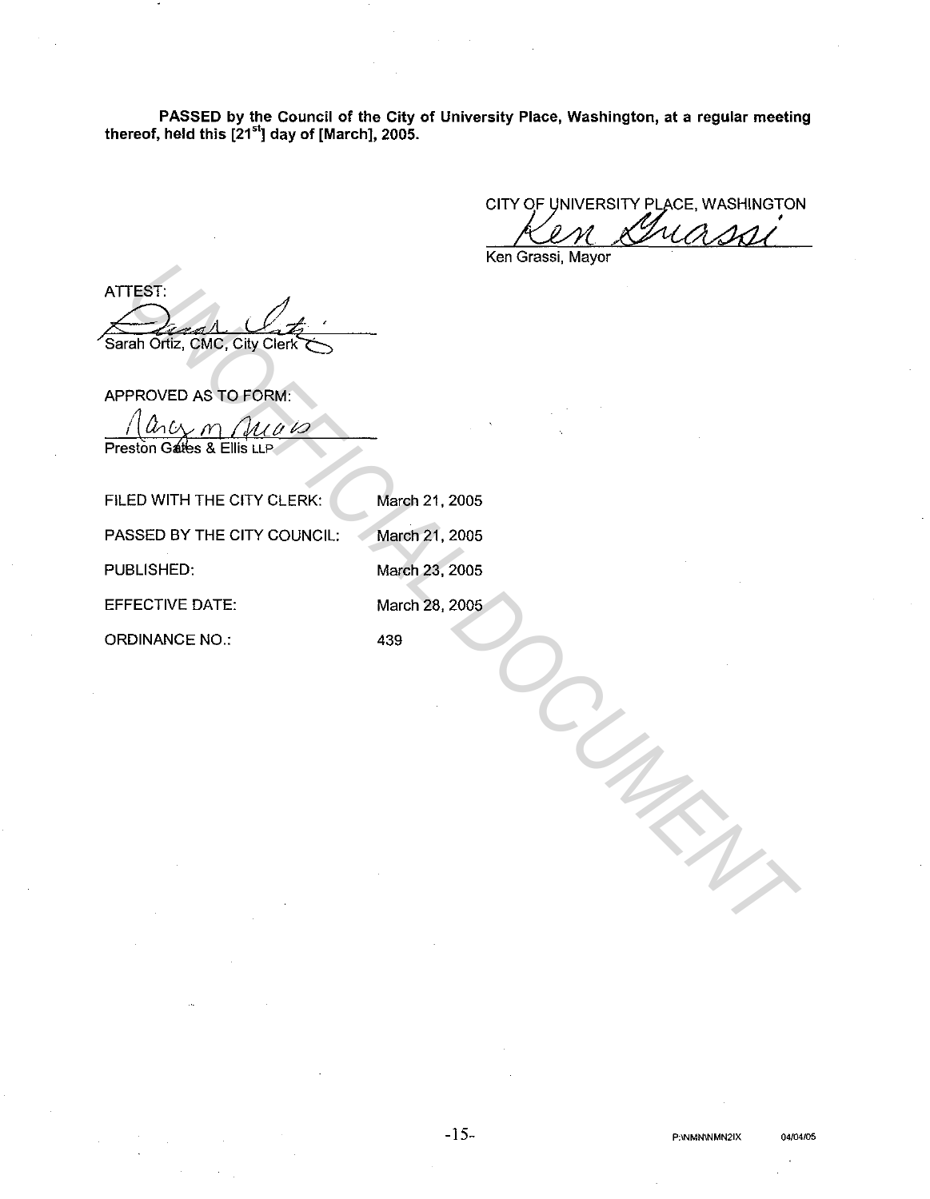**PASSED by the Council of the City of University Place, Washington, at a regular meeting thereof, held this [21st] day of [March], 2005.**

CITY OF UNIVERSITY PLACE, WASHINGTON

Ken Grassi, Mayor

ATTEST:

Sarah Ortiz, CMC, City Clerk

APPROVED AS TO FORM:

Preston Gates & Ellis LLP

| | |
|---|---|
| FILED WITH THE CITY CLERK: | March 21, 2005 |
| PASSED BY THE CITY COUNCIL: | March 21, 2005 |
| PUBLISHED: | March 23, 2005 |
| EFFECTIVE DATE: | March 28, 2005 |
| ORDINANCE NO.: | 439 |

P:\NMN\NMN2IX 04/04/05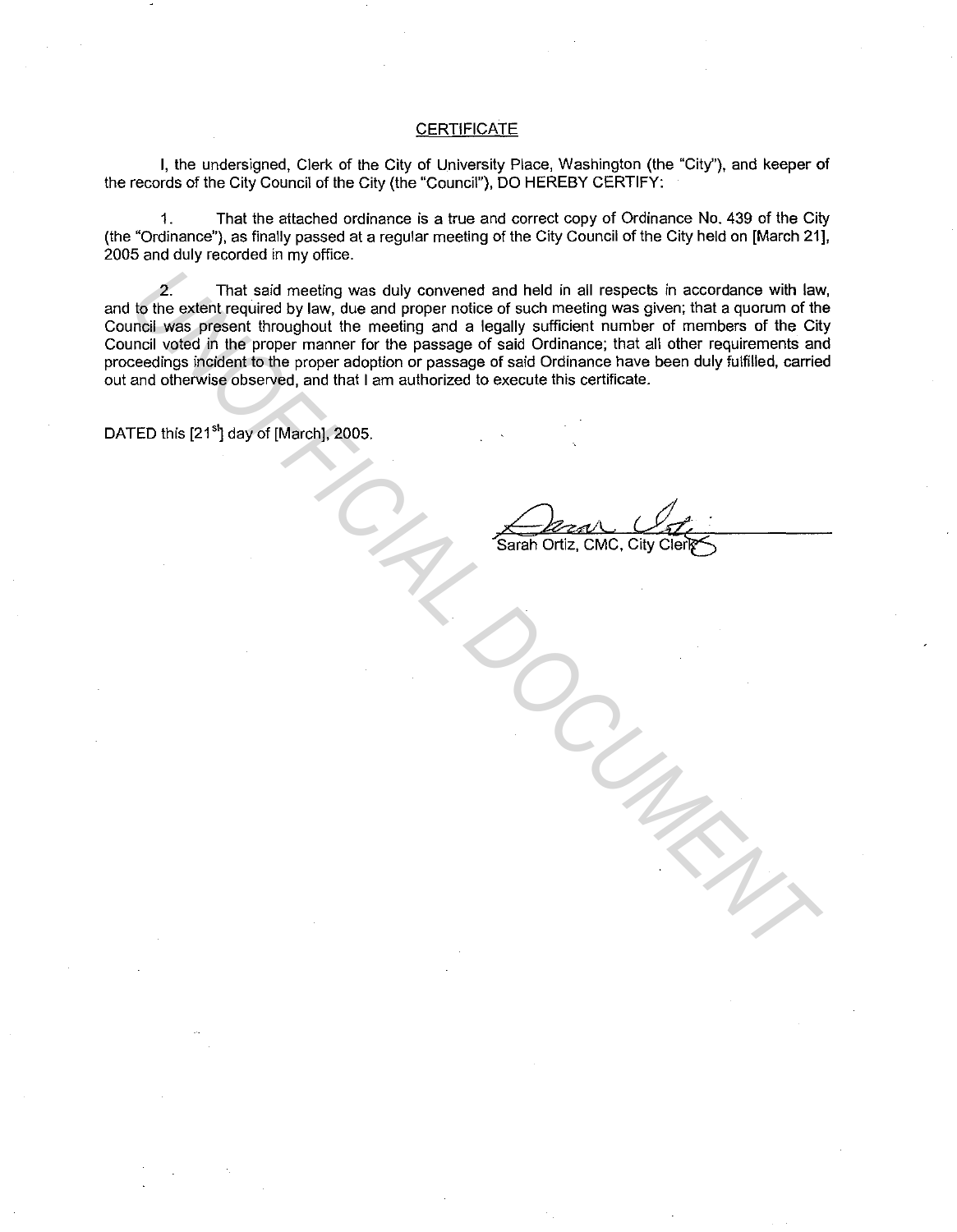## CERTIFICATE

I, the undersigned, Clerk of the City of University Place, Washington (the "City"), and keeper of the records of the City Council of the City (the "Council"), DO HEREBY CERTIFY:

1. That the attached ordinance is a true and correct copy of Ordinance No. 439 of the City (the "Ordinance"), as finally passed at a regular meeting of the City Council of the City held on [March 21], 2005 and duly recorded in my office.

2. That said meeting was duly convened and held in all respects in accordance with law, and to the extent required by law, due and proper notice of such meeting was given; that a quorum of the Council was present throughout the meeting and a legally sufficient number of members of the City Council voted in the proper manner for the passage of said Ordinance; that all other requirements and proceedings incident to the proper adoption or passage of said Ordinance have been duly fulfilled, carried out and otherwise observed, and that I am authorized to execute this certificate.

DATED this [21st] day of [March], 2005.

Sarah Ortiz, CMC, City Clerk

UNOFFICIAL DOCUMENT